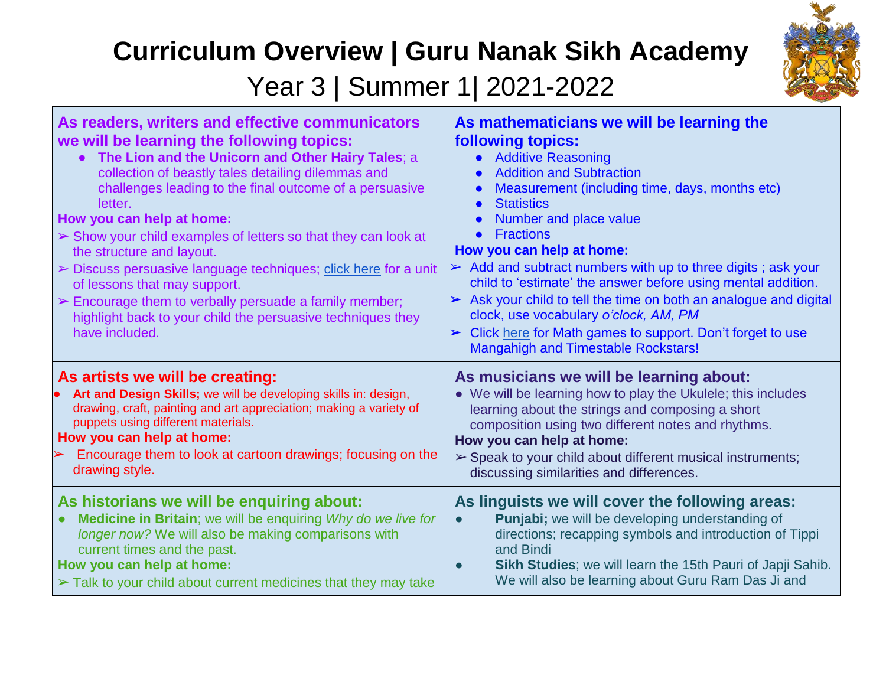# Curriculum Overview | Guru Nanak Sikh Academy

## Year 3 | Summer 1| 2021-2022

### As readers, writers and effective communicators we will be learning the following topics:

- **The Lion and the Unicorn and Other Hairy Tales**; a collection of beastly tales detailing dilemmas and challenges leading to the final outcome of a persuasive letter.

**How you can help at home:**

- ➢ Show your child examples of letters so that they can look at the structure and layout.
- ➢ Discuss persuasive language techniques; click here for a unit of lessons that may support.
- ➢ Encourage them to verbally persuade a family member; highlight back to your child the persuasive techniques they have included.

### As mathematicians we will be learning the following topics:

- Additive Reasoning
- Addition and Subtraction
- Measurement (including time, days, months etc)
- Statistics
- Number and place value
- Fractions

**How you can help at home:**

- ➢ Add and subtract numbers with up to three digits ; ask your child to 'estimate' the answer before using mental addition.
- ➢ Ask your child to tell the time on both an analogue and digital clock, use vocabulary *o'clock, AM, PM*
- ➢ Click here for Math games to support. Don't forget to use Mangahigh and Timestable Rockstars!

### As artists we will be creating:

- **Art and Design Skills;** we will be developing skills in: design, drawing, craft, painting and art appreciation; making a variety of puppets using different materials.

**How you can help at home:**

- ➢ Encourage them to look at cartoon drawings; focusing on the drawing style.

### As musicians we will be learning about:

- We will be learning how to play the Ukulele; this includes learning about the strings and composing a short composition using two different notes and rhythms.

**How you can help at home:**

- ➢ Speak to your child about different musical instruments; discussing similarities and differences.

### As historians we will be enquiring about:

- **Medicine in Britain**; we will be enquiring *Why do we live for longer now?* We will also be making comparisons with current times and the past.

**How you can help at home:**

- ➢ Talk to your child about current medicines that they may take

### As linguists we will cover the following areas:

- **Punjabi;** we will be developing understanding of directions; recapping symbols and introduction of Tippi and Bindi
- **Sikh Studies**; we will learn the 15th Pauri of Japji Sahib. We will also be learning about Guru Ram Das Ji and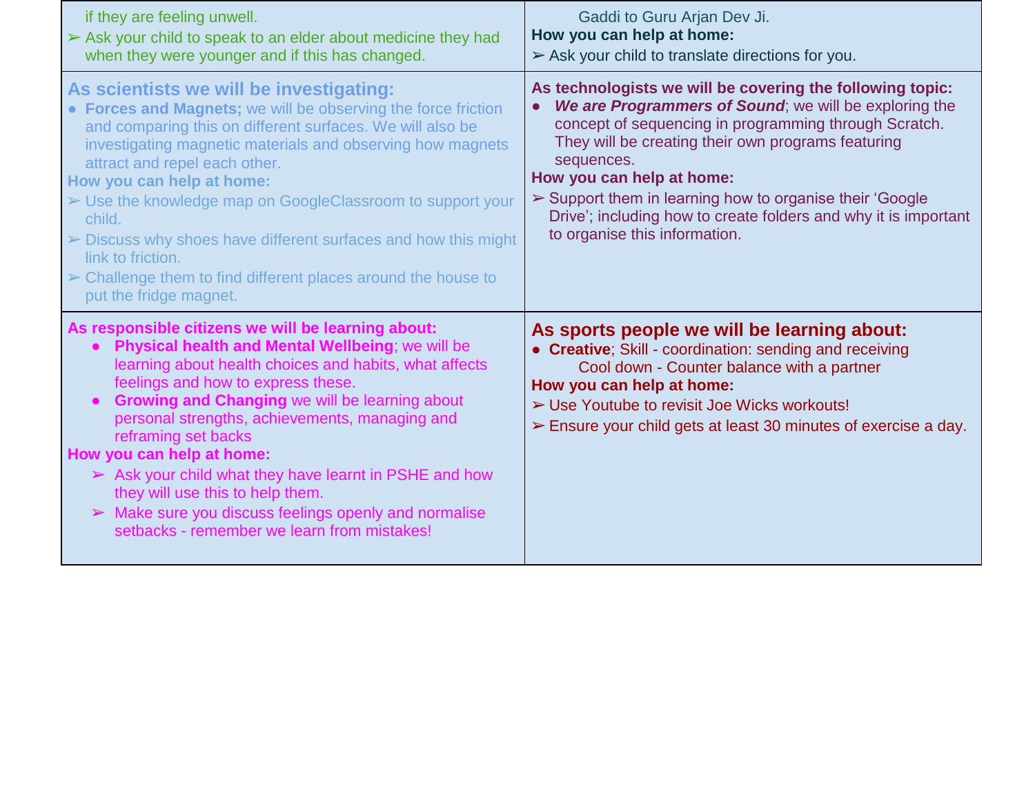| | |
|---|---|
| if they are feeling unwell.<br>➢ Ask your child to speak to an elder about medicine they had when they were younger and if this has changed. | Gaddi to Guru Arjan Dev Ji.<br>**How you can help at home:**<br>➢ Ask your child to translate directions for you. |
| **As scientists we will be investigating:**<br>● **Forces and Magnets;** we will be observing the force friction and comparing this on different surfaces. We will also be investigating magnetic materials and observing how magnets attract and repel each other.<br>**How you can help at home:**<br>➢ Use the knowledge map on GoogleClassroom to support your child.<br>➢ Discuss why shoes have different surfaces and how this might link to friction.<br>➢ Challenge them to find different places around the house to put the fridge magnet. | **As technologists we will be covering the following topic:**<br>● ***We are Programmers of Sound***; we will be exploring the concept of sequencing in programming through Scratch. They will be creating their own programs featuring sequences.<br>**How you can help at home:**<br>➢ Support them in learning how to organise their 'Google Drive'; including how to create folders and why it is important to organise this information. |
| **As responsible citizens we will be learning about:**<br>● **Physical health and Mental Wellbeing**; we will be learning about health choices and habits, what affects feelings and how to express these.<br>● **Growing and Changing** we will be learning about personal strengths, achievements, managing and reframing set backs<br>**How you can help at home:**<br>➢ Ask your child what they have learnt in PSHE and how they will use this to help them.<br>➢ Make sure you discuss feelings openly and normalise setbacks - remember we learn from mistakes! | **As sports people we will be learning about:**<br>● **Creative**; Skill - coordination: sending and receiving<br>Cool down - Counter balance with a partner<br>**How you can help at home:**<br>➢ Use Youtube to revisit Joe Wicks workouts!<br>➢ Ensure your child gets at least 30 minutes of exercise a day. |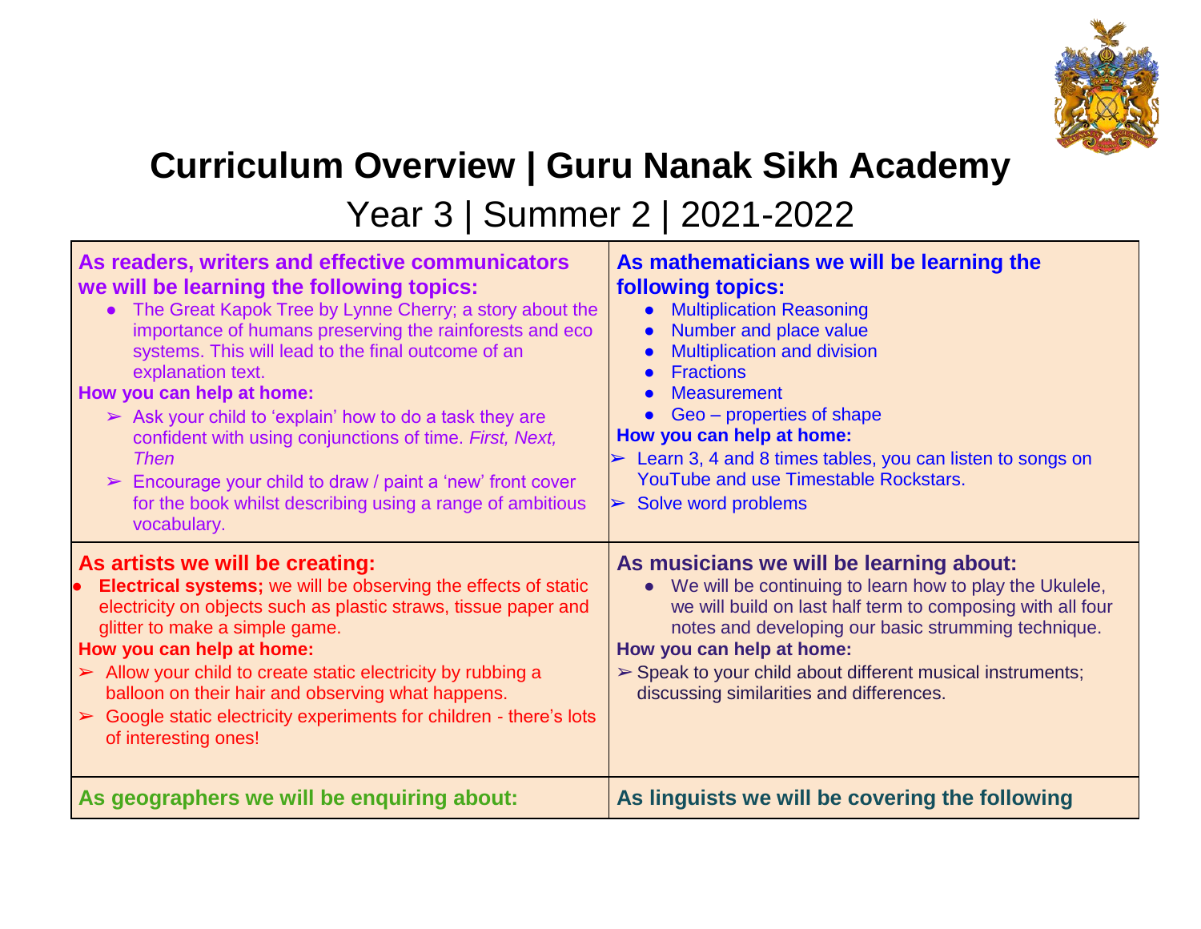# Curriculum Overview | Guru Nanak Sikh Academy

## Year 3 | Summer 2 | 2021-2022

| **As readers, writers and effective communicators we will be learning the following topics:**<br>• The Great Kapok Tree by Lynne Cherry; a story about the importance of humans preserving the rainforests and eco systems. This will lead to the final outcome of an explanation text.<br>**How you can help at home:**<br>➢ Ask your child to 'explain' how to do a task they are confident with using conjunctions of time. *First, Next, Then*<br>➢ Encourage your child to draw / paint a 'new' front cover for the book whilst describing using a range of ambitious vocabulary. | **As mathematicians we will be learning the following topics:**<br>• Multiplication Reasoning<br>• Number and place value<br>• Multiplication and division<br>• Fractions<br>• Measurement<br>• Geo – properties of shape<br>**How you can help at home:**<br>➢ Learn 3, 4 and 8 times tables, you can listen to songs on YouTube and use Timestable Rockstars.<br>➢ Solve word problems |
|---|---|
| **As artists we will be creating:**<br>• **Electrical systems;** we will be observing the effects of static electricity on objects such as plastic straws, tissue paper and glitter to make a simple game.<br>**How you can help at home:**<br>➢ Allow your child to create static electricity by rubbing a balloon on their hair and observing what happens.<br>➢ Google static electricity experiments for children - there's lots of interesting ones! | **As musicians we will be learning about:**<br>• We will be continuing to learn how to play the Ukulele, we will build on last half term to composing with all four notes and developing our basic strumming technique.<br>**How you can help at home:**<br>➢ Speak to your child about different musical instruments; discussing similarities and differences. |
| **As geographers we will be enquiring about:** | **As linguists we will be covering the following** |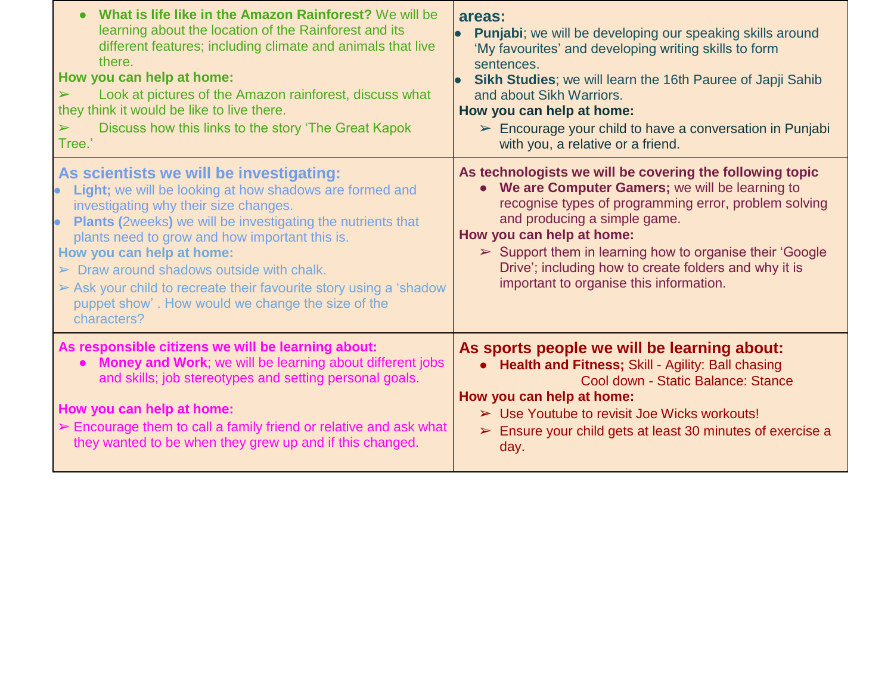- **What is life like in the Amazon Rainforest?** We will be learning about the location of the Rainforest and its different features; including climate and animals that live there.

**How you can help at home:**

➢ Look at pictures of the Amazon rainforest, discuss what they think it would be like to live there.

➢ Discuss how this links to the story 'The Great Kapok Tree.'

**areas:**

- **Punjabi**; we will be developing our speaking skills around 'My favourites' and developing writing skills to form sentences.
- **Sikh Studies**; we will learn the 16th Pauree of Japji Sahib and about Sikh Warriors.

**How you can help at home:**

➢ Encourage your child to have a conversation in Punjabi with you, a relative or a friend.

## As scientists we will be investigating:

- **Light;** we will be looking at how shadows are formed and investigating why their size changes.
- **Plants (**2weeks**)** we will be investigating the nutrients that plants need to grow and how important this is.

**How you can help at home:**

➢ Draw around shadows outside with chalk.

➢ Ask your child to recreate their favourite story using a 'shadow puppet show' . How would we change the size of the characters?

**As technologists we will be covering the following topic**

- **We are Computer Gamers;** we will be learning to recognise types of programming error, problem solving and producing a simple game.

**How you can help at home:**

➢ Support them in learning how to organise their 'Google Drive'; including how to create folders and why it is important to organise this information.

**As responsible citizens we will be learning about:**

- **Money and Work**; we will be learning about different jobs and skills; job stereotypes and setting personal goals.

**How you can help at home:**

➢ Encourage them to call a family friend or relative and ask what they wanted to be when they grew up and if this changed.

## As sports people we will be learning about:

- **Health and Fitness;** Skill - Agility: Ball chasing
  Cool down - Static Balance: Stance

**How you can help at home:**

➢ Use Youtube to revisit Joe Wicks workouts!

➢ Ensure your child gets at least 30 minutes of exercise a day.